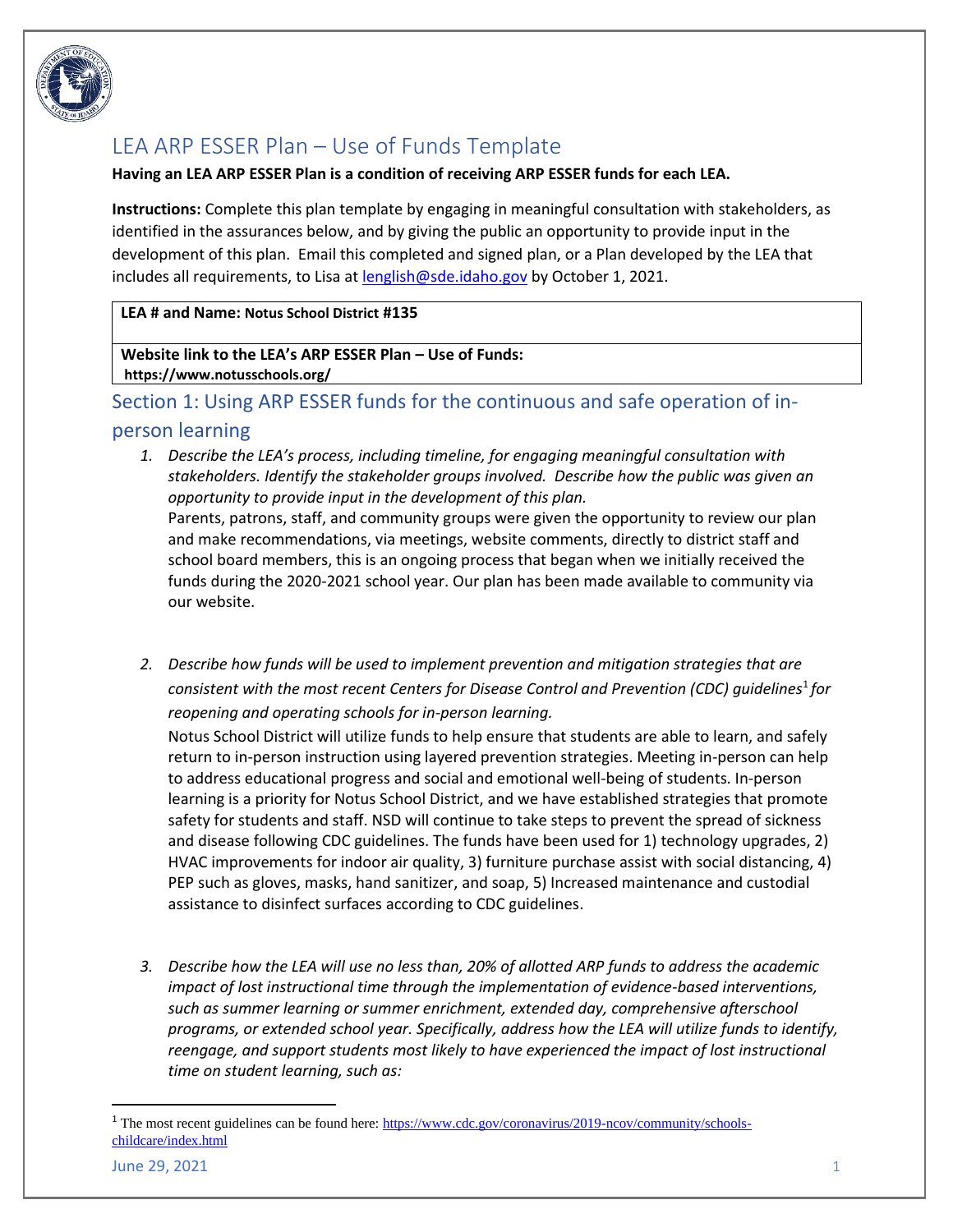# LEA ARP ESSER Plan – Use of Funds Template

**Having an LEA ARP ESSER Plan is a condition of receiving ARP ESSER funds for each LEA.**

**Instructions:** Complete this plan template by engaging in meaningful consultation with stakeholders, as identified in the assurances below, and by giving the public an opportunity to provide input in the development of this plan. Email this completed and signed plan, or a Plan developed by the LEA that includes all requirements, to Lisa at lenglish@sde.idaho.gov by October 1, 2021.

| **LEA # and Name:** **Notus School District #135** |
|---|
| **Website link to the LEA's ARP ESSER Plan – Use of Funds:** **https://www.notusschools.org/** |

## Section 1: Using ARP ESSER funds for the continuous and safe operation of in-person learning

1. *Describe the LEA's process, including timeline, for engaging meaningful consultation with stakeholders. Identify the stakeholder groups involved. Describe how the public was given an opportunity to provide input in the development of this plan.*
   Parents, patrons, staff, and community groups were given the opportunity to review our plan and make recommendations, via meetings, website comments, directly to district staff and school board members, this is an ongoing process that began when we initially received the funds during the 2020-2021 school year. Our plan has been made available to community via our website.

2. *Describe how funds will be used to implement prevention and mitigation strategies that are consistent with the most recent Centers for Disease Control and Prevention (CDC) guidelines[1] for reopening and operating schools for in-person learning.*
   Notus School District will utilize funds to help ensure that students are able to learn, and safely return to in-person instruction using layered prevention strategies. Meeting in-person can help to address educational progress and social and emotional well-being of students. In-person learning is a priority for Notus School District, and we have established strategies that promote safety for students and staff. NSD will continue to take steps to prevent the spread of sickness and disease following CDC guidelines. The funds have been used for 1) technology upgrades, 2) HVAC improvements for indoor air quality, 3) furniture purchase assist with social distancing, 4) PEP such as gloves, masks, hand sanitizer, and soap, 5) Increased maintenance and custodial assistance to disinfect surfaces according to CDC guidelines.

3. *Describe how the LEA will use no less than, 20% of allotted ARP funds to address the academic impact of lost instructional time through the implementation of evidence-based interventions, such as summer learning or summer enrichment, extended day, comprehensive afterschool programs, or extended school year. Specifically, address how the LEA will utilize funds to identify, reengage, and support students most likely to have experienced the impact of lost instructional time on student learning, such as:*

[1] The most recent guidelines can be found here: https://www.cdc.gov/coronavirus/2019-ncov/community/schools-childcare/index.html

June 29, 2021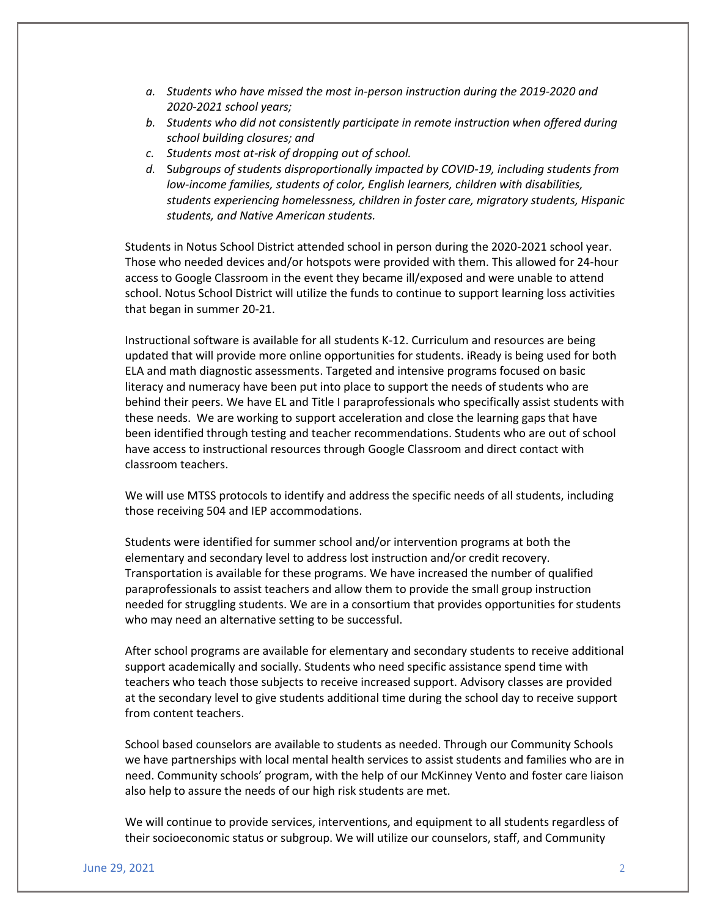*a. Students who have missed the most in-person instruction during the 2019-2020 and 2020-2021 school years;*
*b. Students who did not consistently participate in remote instruction when offered during school building closures; and*
*c. Students most at-risk of dropping out of school.*
*d. Subgroups of students disproportionally impacted by COVID-19, including students from low-income families, students of color, English learners, children with disabilities, students experiencing homelessness, children in foster care, migratory students, Hispanic students, and Native American students.*

Students in Notus School District attended school in person during the 2020-2021 school year. Those who needed devices and/or hotspots were provided with them. This allowed for 24-hour access to Google Classroom in the event they became ill/exposed and were unable to attend school. Notus School District will utilize the funds to continue to support learning loss activities that began in summer 20-21.

Instructional software is available for all students K-12. Curriculum and resources are being updated that will provide more online opportunities for students. iReady is being used for both ELA and math diagnostic assessments. Targeted and intensive programs focused on basic literacy and numeracy have been put into place to support the needs of students who are behind their peers. We have EL and Title I paraprofessionals who specifically assist students with these needs. We are working to support acceleration and close the learning gaps that have been identified through testing and teacher recommendations. Students who are out of school have access to instructional resources through Google Classroom and direct contact with classroom teachers.

We will use MTSS protocols to identify and address the specific needs of all students, including those receiving 504 and IEP accommodations.

Students were identified for summer school and/or intervention programs at both the elementary and secondary level to address lost instruction and/or credit recovery. Transportation is available for these programs. We have increased the number of qualified paraprofessionals to assist teachers and allow them to provide the small group instruction needed for struggling students. We are in a consortium that provides opportunities for students who may need an alternative setting to be successful.

After school programs are available for elementary and secondary students to receive additional support academically and socially. Students who need specific assistance spend time with teachers who teach those subjects to receive increased support. Advisory classes are provided at the secondary level to give students additional time during the school day to receive support from content teachers.

School based counselors are available to students as needed. Through our Community Schools we have partnerships with local mental health services to assist students and families who are in need. Community schools' program, with the help of our McKinney Vento and foster care liaison also help to assure the needs of our high risk students are met.

We will continue to provide services, interventions, and equipment to all students regardless of their socioeconomic status or subgroup. We will utilize our counselors, staff, and Community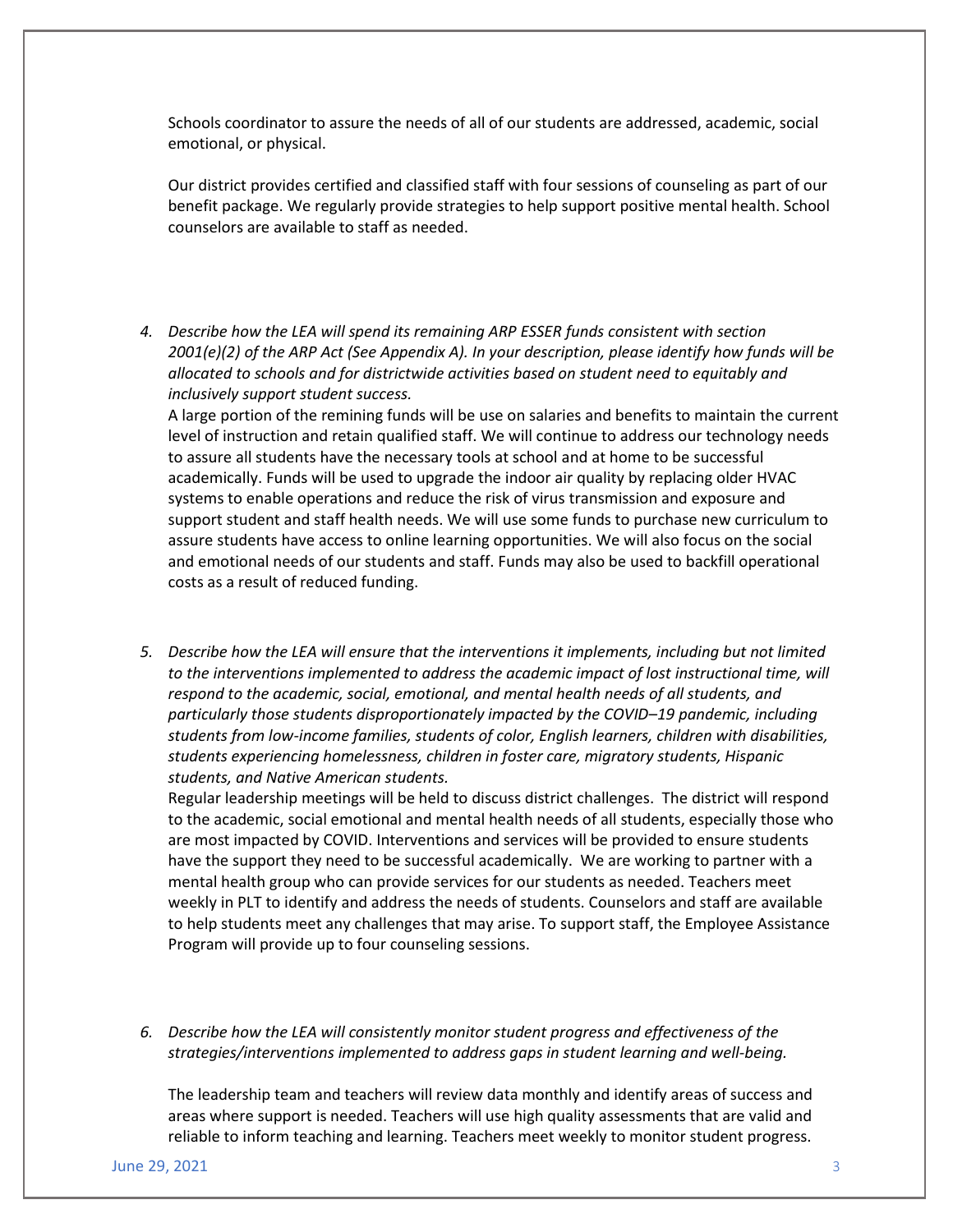Schools coordinator to assure the needs of all of our students are addressed, academic, social emotional, or physical.

Our district provides certified and classified staff with four sessions of counseling as part of our benefit package. We regularly provide strategies to help support positive mental health. School counselors are available to staff as needed.

4. *Describe how the LEA will spend its remaining ARP ESSER funds consistent with section 2001(e)(2) of the ARP Act (See Appendix A). In your description, please identify how funds will be allocated to schools and for districtwide activities based on student need to equitably and inclusively support student success.*

   A large portion of the remining funds will be use on salaries and benefits to maintain the current level of instruction and retain qualified staff. We will continue to address our technology needs to assure all students have the necessary tools at school and at home to be successful academically. Funds will be used to upgrade the indoor air quality by replacing older HVAC systems to enable operations and reduce the risk of virus transmission and exposure and support student and staff health needs. We will use some funds to purchase new curriculum to assure students have access to online learning opportunities. We will also focus on the social and emotional needs of our students and staff. Funds may also be used to backfill operational costs as a result of reduced funding.

5. *Describe how the LEA will ensure that the interventions it implements, including but not limited to the interventions implemented to address the academic impact of lost instructional time, will respond to the academic, social, emotional, and mental health needs of all students, and particularly those students disproportionately impacted by the COVID–19 pandemic, including students from low-income families, students of color, English learners, children with disabilities, students experiencing homelessness, children in foster care, migratory students, Hispanic students, and Native American students.*

   Regular leadership meetings will be held to discuss district challenges. The district will respond to the academic, social emotional and mental health needs of all students, especially those who are most impacted by COVID. Interventions and services will be provided to ensure students have the support they need to be successful academically. We are working to partner with a mental health group who can provide services for our students as needed. Teachers meet weekly in PLT to identify and address the needs of students. Counselors and staff are available to help students meet any challenges that may arise. To support staff, the Employee Assistance Program will provide up to four counseling sessions.

6. *Describe how the LEA will consistently monitor student progress and effectiveness of the strategies/interventions implemented to address gaps in student learning and well-being.*

   The leadership team and teachers will review data monthly and identify areas of success and areas where support is needed. Teachers will use high quality assessments that are valid and reliable to inform teaching and learning. Teachers meet weekly to monitor student progress.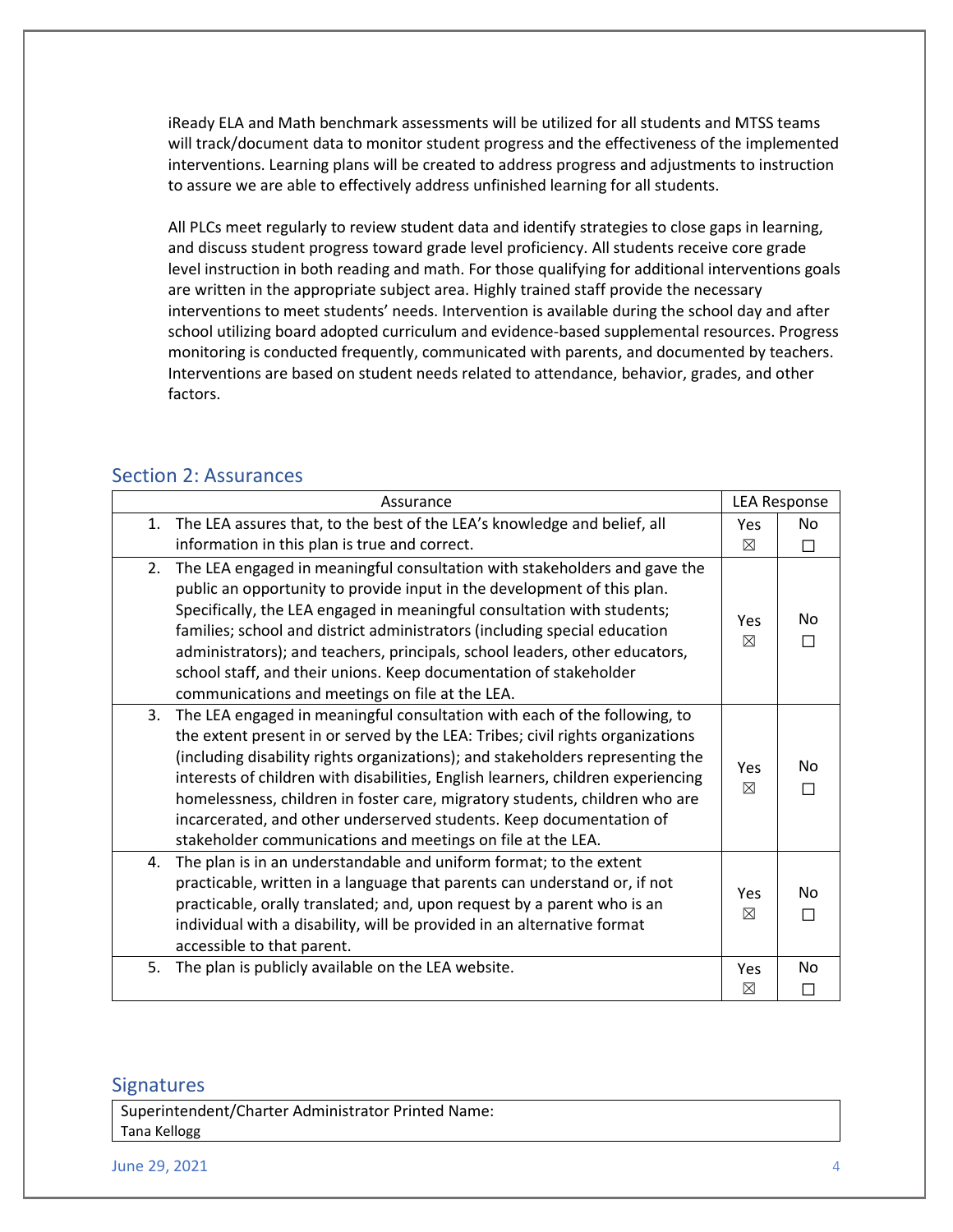iReady ELA and Math benchmark assessments will be utilized for all students and MTSS teams will track/document data to monitor student progress and the effectiveness of the implemented interventions. Learning plans will be created to address progress and adjustments to instruction to assure we are able to effectively address unfinished learning for all students.

All PLCs meet regularly to review student data and identify strategies to close gaps in learning, and discuss student progress toward grade level proficiency. All students receive core grade level instruction in both reading and math. For those qualifying for additional interventions goals are written in the appropriate subject area. Highly trained staff provide the necessary interventions to meet students' needs. Intervention is available during the school day and after school utilizing board adopted curriculum and evidence-based supplemental resources. Progress monitoring is conducted frequently, communicated with parents, and documented by teachers. Interventions are based on student needs related to attendance, behavior, grades, and other factors.

## Section 2: Assurances

| Assurance | LEA Response | |
|---|---|---|
| 1. The LEA assures that, to the best of the LEA's knowledge and belief, all information in this plan is true and correct. | Yes ☒ | No ☐ |
| 2. The LEA engaged in meaningful consultation with stakeholders and gave the public an opportunity to provide input in the development of this plan. Specifically, the LEA engaged in meaningful consultation with students; families; school and district administrators (including special education administrators); and teachers, principals, school leaders, other educators, school staff, and their unions. Keep documentation of stakeholder communications and meetings on file at the LEA. | Yes ☒ | No ☐ |
| 3. The LEA engaged in meaningful consultation with each of the following, to the extent present in or served by the LEA: Tribes; civil rights organizations (including disability rights organizations); and stakeholders representing the interests of children with disabilities, English learners, children experiencing homelessness, children in foster care, migratory students, children who are incarcerated, and other underserved students. Keep documentation of stakeholder communications and meetings on file at the LEA. | Yes ☒ | No ☐ |
| 4. The plan is in an understandable and uniform format; to the extent practicable, written in a language that parents can understand or, if not practicable, orally translated; and, upon request by a parent who is an individual with a disability, will be provided in an alternative format accessible to that parent. | Yes ☒ | No ☐ |
| 5. The plan is publicly available on the LEA website. | Yes ☒ | No ☐ |

## Signatures

| Superintendent/Charter Administrator Printed Name: |
|---|
| Tana Kellogg |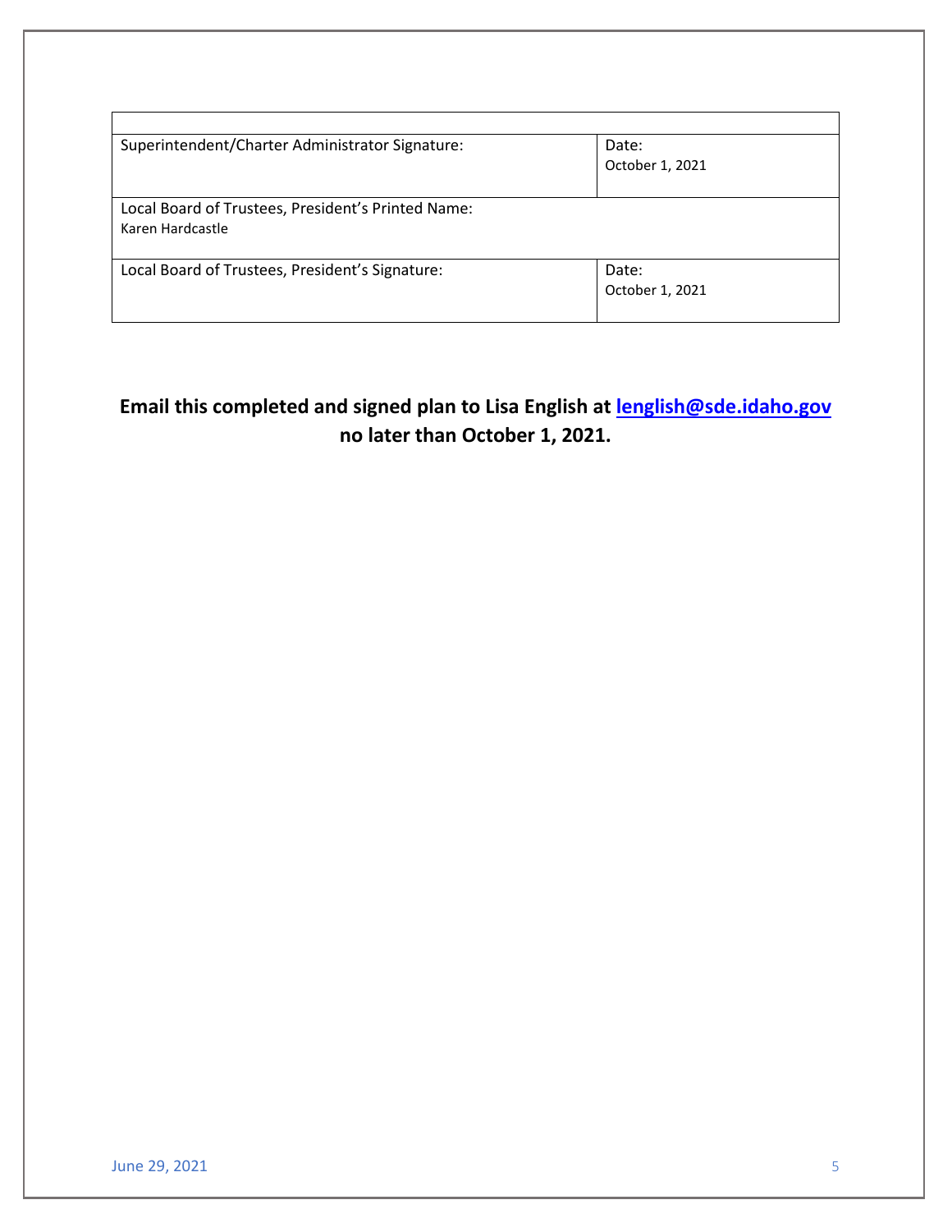| | |
|---|---|
| Superintendent/Charter Administrator Signature: | Date:<br>October 1, 2021 |
| Local Board of Trustees, President's Printed Name:<br>Karen Hardcastle | |
| Local Board of Trustees, President's Signature: | Date:<br>October 1, 2021 |

**Email this completed and signed plan to Lisa English at lenglish@sde.idaho.gov no later than October 1, 2021.**